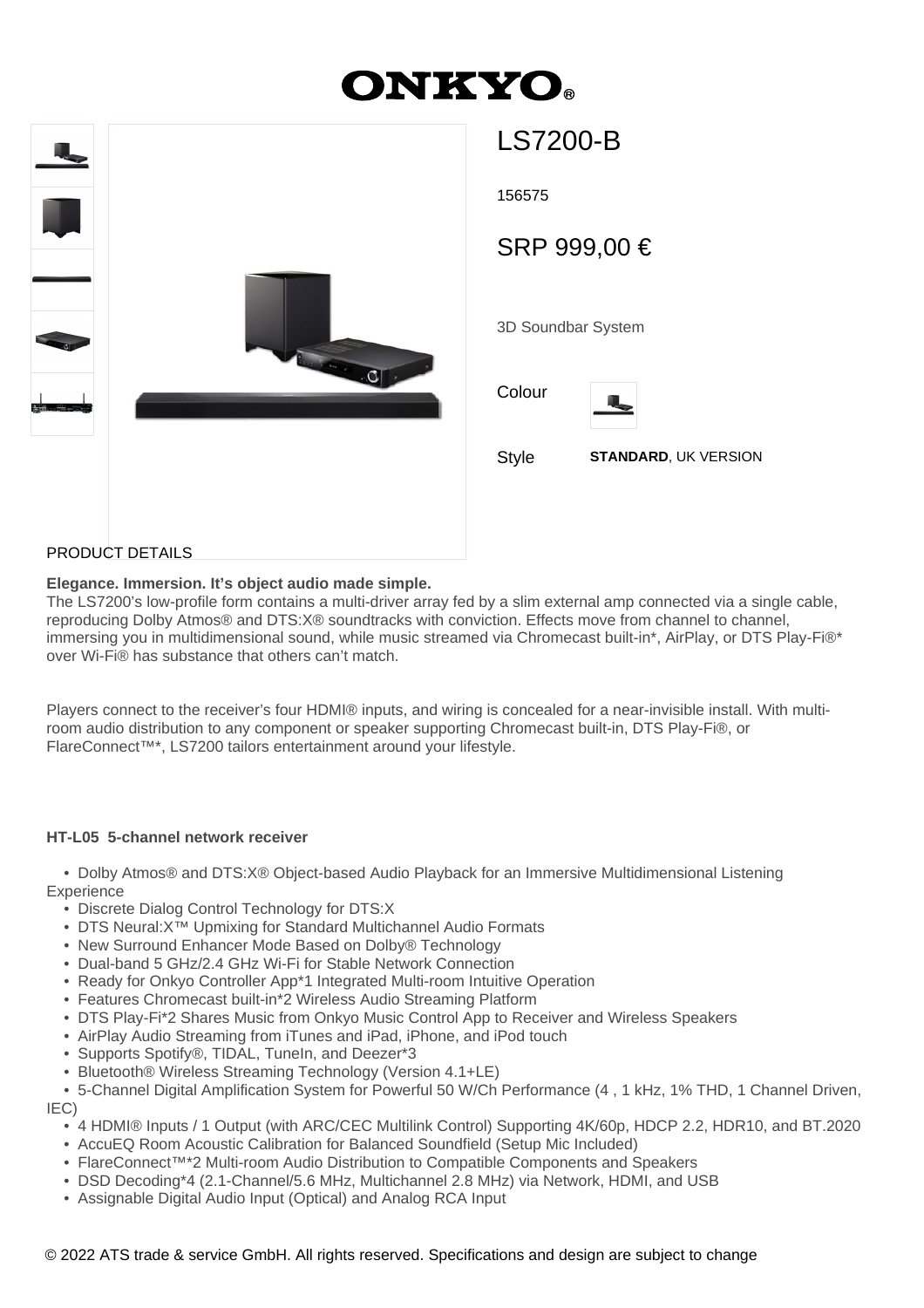# ONKYO®

## LS7200-B

156575

SRP 999,00 €

3D Soundbar System

Colour

Style **STANDARD**, UK VERSION

PRODUCT DETAILS

**Elegance. Immersion. It's object audio made simple.**
The LS7200's low-profile form contains a multi-driver array fed by a slim external amp connected via a single cable, reproducing Dolby Atmos® and DTS:X® soundtracks with conviction. Effects move from channel to channel, immersing you in multidimensional sound, while music streamed via Chromecast built-in*, AirPlay, or DTS Play-Fi®* over Wi-Fi® has substance that others can't match.

Players connect to the receiver's four HDMI® inputs, and wiring is concealed for a near-invisible install. With multi-room audio distribution to any component or speaker supporting Chromecast built-in, DTS Play-Fi®, or FlareConnect™*, LS7200 tailors entertainment around your lifestyle.

**HT-L05 5-channel network receiver**

- Dolby Atmos® and DTS:X® Object-based Audio Playback for an Immersive Multidimensional Listening Experience
- Discrete Dialog Control Technology for DTS:X
- DTS Neural:X™ Upmixing for Standard Multichannel Audio Formats
- New Surround Enhancer Mode Based on Dolby® Technology
- Dual-band 5 GHz/2.4 GHz Wi-Fi for Stable Network Connection
- Ready for Onkyo Controller App*1 Integrated Multi-room Intuitive Operation
- Features Chromecast built-in*2 Wireless Audio Streaming Platform
- DTS Play-Fi*2 Shares Music from Onkyo Music Control App to Receiver and Wireless Speakers
- AirPlay Audio Streaming from iTunes and iPad, iPhone, and iPod touch
- Supports Spotify®, TIDAL, TuneIn, and Deezer*3
- Bluetooth® Wireless Streaming Technology (Version 4.1+LE)
- 5-Channel Digital Amplification System for Powerful 50 W/Ch Performance (4 , 1 kHz, 1% THD, 1 Channel Driven, IEC)
- 4 HDMI® Inputs / 1 Output (with ARC/CEC Multilink Control) Supporting 4K/60p, HDCP 2.2, HDR10, and BT.2020
- AccuEQ Room Acoustic Calibration for Balanced Soundfield (Setup Mic Included)
- FlareConnect™*2 Multi-room Audio Distribution to Compatible Components and Speakers
- DSD Decoding*4 (2.1-Channel/5.6 MHz, Multichannel 2.8 MHz) via Network, HDMI, and USB
- Assignable Digital Audio Input (Optical) and Analog RCA Input

© 2022 ATS trade & service GmbH. All rights reserved. Specifications and design are subject to change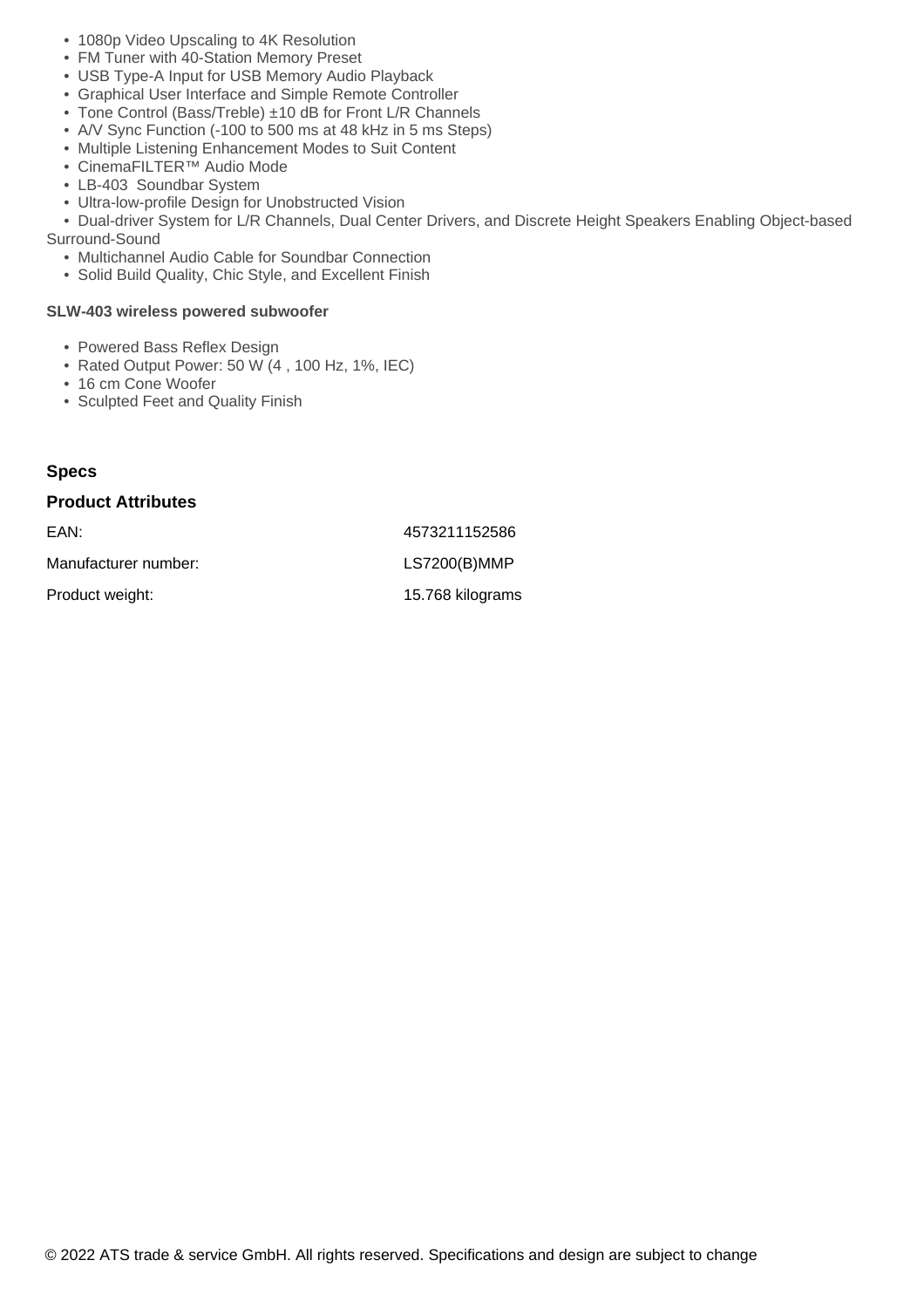- 1080p Video Upscaling to 4K Resolution
- FM Tuner with 40-Station Memory Preset
- USB Type-A Input for USB Memory Audio Playback
- Graphical User Interface and Simple Remote Controller
- Tone Control (Bass/Treble) ±10 dB for Front L/R Channels
- A/V Sync Function (-100 to 500 ms at 48 kHz in 5 ms Steps)
- Multiple Listening Enhancement Modes to Suit Content
- CinemaFILTER™ Audio Mode
- LB-403 Soundbar System
- Ultra-low-profile Design for Unobstructed Vision
- Dual-driver System for L/R Channels, Dual Center Drivers, and Discrete Height Speakers Enabling Object-based Surround-Sound
- Multichannel Audio Cable for Soundbar Connection
- Solid Build Quality, Chic Style, and Excellent Finish

**SLW-403 wireless powered subwoofer**

- Powered Bass Reflex Design
- Rated Output Power: 50 W (4 , 100 Hz, 1%, IEC)
- 16 cm Cone Woofer
- Sculpted Feet and Quality Finish

### Specs

### Product Attributes

| | |
|---|---|
| EAN: | 4573211152586 |
| Manufacturer number: | LS7200(B)MMP |
| Product weight: | 15.768 kilograms |

© 2022 ATS trade & service GmbH. All rights reserved. Specifications and design are subject to change